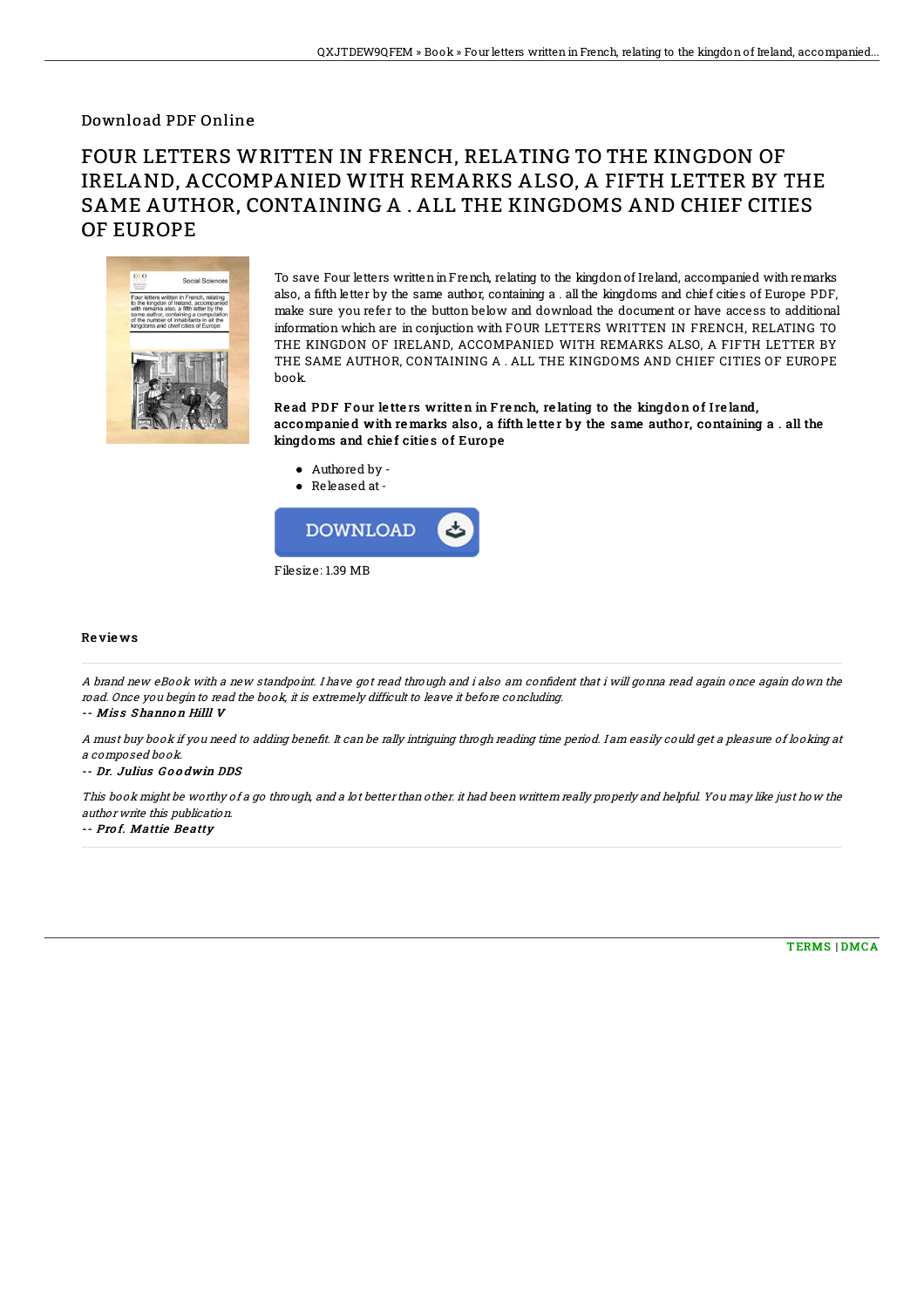Download PDF Online

# FOUR LETTERS WRITTEN IN FRENCH, RELATING TO THE KINGDON OF IRELAND, ACCOMPANIED WITH REMARKS ALSO, A FIFTH LETTER BY THE SAME AUTHOR, CONTAINING A . ALL THE KINGDOMS AND CHIEF CITIES OF EUROPE

To save Four letters written in French, relating to the kingdon of Ireland, accompanied with remarks also, a fifth letter by the same author, containing a . all the kingdoms and chief cities of Europe PDF, make sure you refer to the button below and download the document or have access to additional information which are in conjuction with FOUR LETTERS WRITTEN IN FRENCH, RELATING TO THE KINGDON OF IRELAND, ACCOMPANIED WITH REMARKS ALSO, A FIFTH LETTER BY THE SAME AUTHOR, CONTAINING A . ALL THE KINGDOMS AND CHIEF CITIES OF EUROPE book.

**Read PDF Four letters written in French, relating to the kingdon of Ireland, accompanied with remarks also, a fifth letter by the same author, containing a . all the kingdoms and chief cities of Europe**

- Authored by -
- Released at -

Filesize: 1.39 MB

## Reviews

*A brand new eBook with a new standpoint. I have got read through and i also am confident that i will gonna read again once again down the road. Once you begin to read the book, it is extremely difficult to leave it before concluding.*

-- *Miss Shannon Hilll V*

*A must buy book if you need to adding benefit. It can be rally intriguing throgh reading time period. I am easily could get a pleasure of looking at a composed book.*

-- *Dr. Julius Goodwin DDS*

*This book might be worthy of a go through, and a lot better than other. it had been writtern really properly and helpful. You may like just how the author write this publication.*

-- *Prof. Mattie Beatty*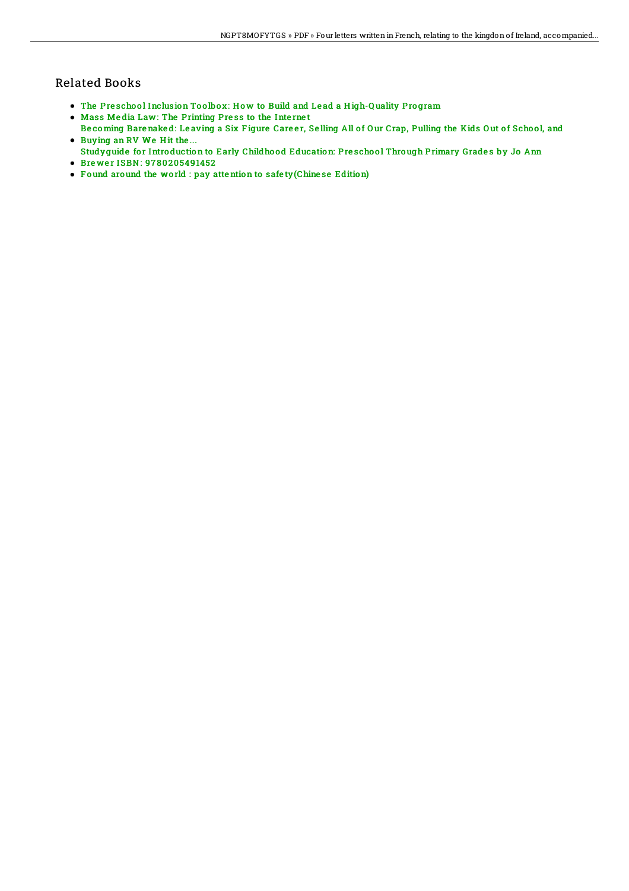## Related Books

- The Preschool Inclusion Toolbox: How to Build and Lead a High-Quality Program
- Mass Media Law: The Printing Press to the Internet
- Becoming Barenaked: Leaving a Six Figure Career, Selling All of Our Crap, Pulling the Kids Out of School, and Buying an RV We Hit the...
- Studyguide for Introduction to Early Childhood Education: Preschool Through Primary Grades by Jo Ann Brewer ISBN: 9780205491452
- Found around the world : pay attention to safety(Chinese Edition)